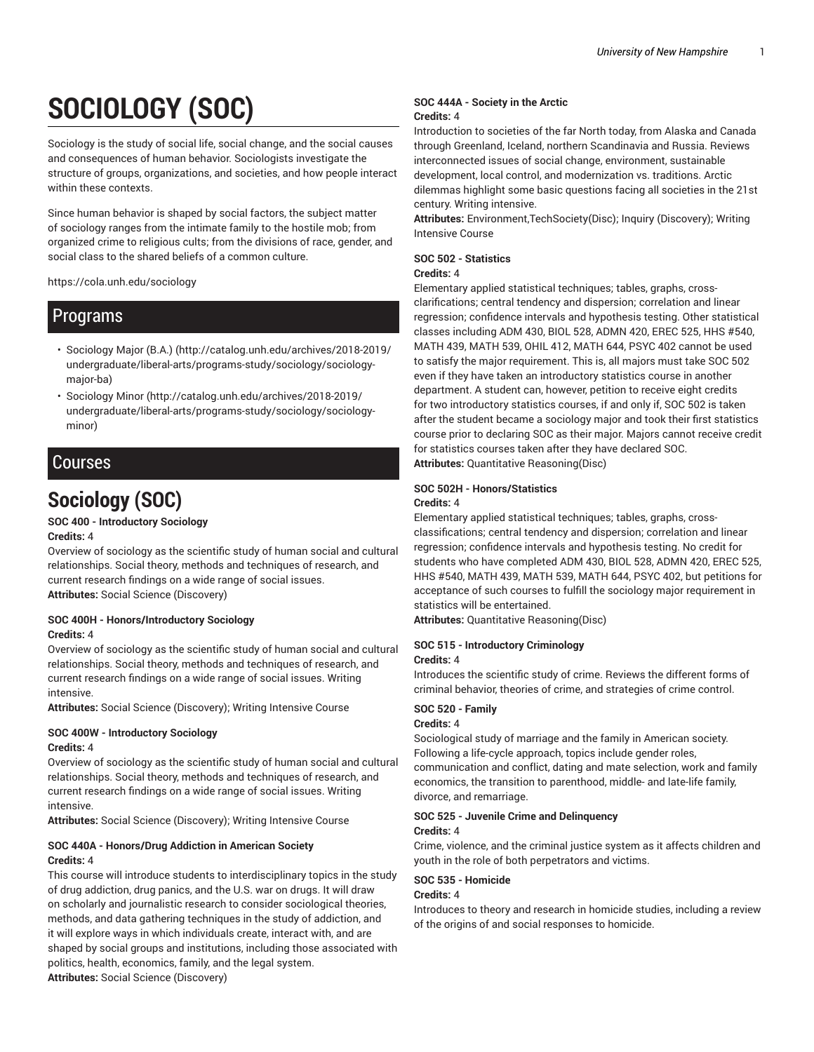# SOCIOLOGY (SOC)

Sociology is the study of social life, social change, and the social causes and consequences of human behavior. Sociologists investigate the structure of groups, organizations, and societies, and how people interact within these contexts.

Since human behavior is shaped by social factors, the subject matter of sociology ranges from the intimate family to the hostile mob; from organized crime to religious cults; from the divisions of race, gender, and social class to the shared beliefs of a common culture.

https://cola.unh.edu/sociology

## Programs

- Sociology Major (B.A.) (http://catalog.unh.edu/archives/2018-2019/undergraduate/liberal-arts/programs-study/sociology/sociology-major-ba)
- Sociology Minor (http://catalog.unh.edu/archives/2018-2019/undergraduate/liberal-arts/programs-study/sociology/sociology-minor)

## Courses

# Sociology (SOC)

**SOC 400 - Introductory Sociology**
**Credits:** 4
Overview of sociology as the scientific study of human social and cultural relationships. Social theory, methods and techniques of research, and current research findings on a wide range of social issues.
**Attributes:** Social Science (Discovery)

**SOC 400H - Honors/Introductory Sociology**
**Credits:** 4
Overview of sociology as the scientific study of human social and cultural relationships. Social theory, methods and techniques of research, and current research findings on a wide range of social issues. Writing intensive.
**Attributes:** Social Science (Discovery); Writing Intensive Course

**SOC 400W - Introductory Sociology**
**Credits:** 4
Overview of sociology as the scientific study of human social and cultural relationships. Social theory, methods and techniques of research, and current research findings on a wide range of social issues. Writing intensive.
**Attributes:** Social Science (Discovery); Writing Intensive Course

**SOC 440A - Honors/Drug Addiction in American Society**
**Credits:** 4
This course will introduce students to interdisciplinary topics in the study of drug addiction, drug panics, and the U.S. war on drugs. It will draw on scholarly and journalistic research to consider sociological theories, methods, and data gathering techniques in the study of addiction, and it will explore ways in which individuals create, interact with, and are shaped by social groups and institutions, including those associated with politics, health, economics, family, and the legal system.
**Attributes:** Social Science (Discovery)

**SOC 444A - Society in the Arctic**
**Credits:** 4
Introduction to societies of the far North today, from Alaska and Canada through Greenland, Iceland, northern Scandinavia and Russia. Reviews interconnected issues of social change, environment, sustainable development, local control, and modernization vs. traditions. Arctic dilemmas highlight some basic questions facing all societies in the 21st century. Writing intensive.
**Attributes:** Environment,TechSociety(Disc); Inquiry (Discovery); Writing Intensive Course

**SOC 502 - Statistics**
**Credits:** 4
Elementary applied statistical techniques; tables, graphs, cross-clarifications; central tendency and dispersion; correlation and linear regression; confidence intervals and hypothesis testing. Other statistical classes including ADM 430, BIOL 528, ADMN 420, EREC 525, HHS #540, MATH 439, MATH 539, OHIL 412, MATH 644, PSYC 402 cannot be used to satisfy the major requirement. This is, all majors must take SOC 502 even if they have taken an introductory statistics course in another department. A student can, however, petition to receive eight credits for two introductory statistics courses, if and only if, SOC 502 is taken after the student became a sociology major and took their first statistics course prior to declaring SOC as their major. Majors cannot receive credit for statistics courses taken after they have declared SOC.
**Attributes:** Quantitative Reasoning(Disc)

**SOC 502H - Honors/Statistics**
**Credits:** 4
Elementary applied statistical techniques; tables, graphs, cross-classifications; central tendency and dispersion; correlation and linear regression; confidence intervals and hypothesis testing. No credit for students who have completed ADM 430, BIOL 528, ADMN 420, EREC 525, HHS #540, MATH 439, MATH 539, MATH 644, PSYC 402, but petitions for acceptance of such courses to fulfill the sociology major requirement in statistics will be entertained.
**Attributes:** Quantitative Reasoning(Disc)

**SOC 515 - Introductory Criminology**
**Credits:** 4
Introduces the scientific study of crime. Reviews the different forms of criminal behavior, theories of crime, and strategies of crime control.

**SOC 520 - Family**
**Credits:** 4
Sociological study of marriage and the family in American society. Following a life-cycle approach, topics include gender roles, communication and conflict, dating and mate selection, work and family economics, the transition to parenthood, middle- and late-life family, divorce, and remarriage.

**SOC 525 - Juvenile Crime and Delinquency**
**Credits:** 4
Crime, violence, and the criminal justice system as it affects children and youth in the role of both perpetrators and victims.

**SOC 535 - Homicide**
**Credits:** 4
Introduces to theory and research in homicide studies, including a review of the origins of and social responses to homicide.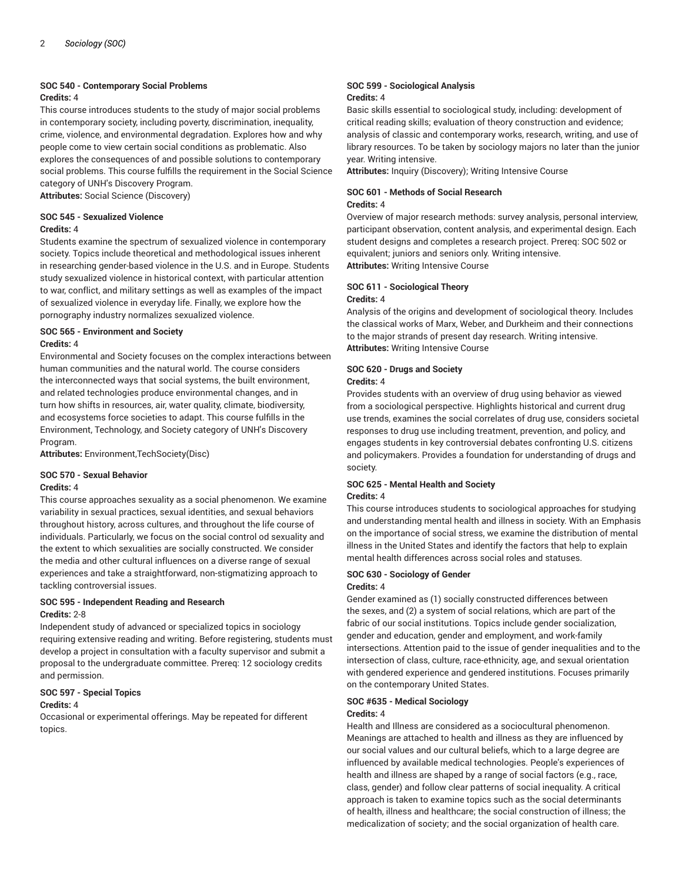#### SOC 540 - Contemporary Social Problems

**Credits:** 4

This course introduces students to the study of major social problems in contemporary society, including poverty, discrimination, inequality, crime, violence, and environmental degradation. Explores how and why people come to view certain social conditions as problematic. Also explores the consequences of and possible solutions to contemporary social problems. This course fulfills the requirement in the Social Science category of UNH's Discovery Program.

**Attributes:** Social Science (Discovery)

#### SOC 545 - Sexualized Violence

**Credits:** 4

Students examine the spectrum of sexualized violence in contemporary society. Topics include theoretical and methodological issues inherent in researching gender-based violence in the U.S. and in Europe. Students study sexualized violence in historical context, with particular attention to war, conflict, and military settings as well as examples of the impact of sexualized violence in everyday life. Finally, we explore how the pornography industry normalizes sexualized violence.

#### SOC 565 - Environment and Society

**Credits:** 4

Environmental and Society focuses on the complex interactions between human communities and the natural world. The course considers the interconnected ways that social systems, the built environment, and related technologies produce environmental changes, and in turn how shifts in resources, air, water quality, climate, biodiversity, and ecosystems force societies to adapt. This course fulfills in the Environment, Technology, and Society category of UNH's Discovery Program.

**Attributes:** Environment,TechSociety(Disc)

#### SOC 570 - Sexual Behavior

**Credits:** 4

This course approaches sexuality as a social phenomenon. We examine variability in sexual practices, sexual identities, and sexual behaviors throughout history, across cultures, and throughout the life course of individuals. Particularly, we focus on the social control od sexuality and the extent to which sexualities are socially constructed. We consider the media and other cultural influences on a diverse range of sexual experiences and take a straightforward, non-stigmatizing approach to tackling controversial issues.

#### SOC 595 - Independent Reading and Research

**Credits:** 2-8

Independent study of advanced or specialized topics in sociology requiring extensive reading and writing. Before registering, students must develop a project in consultation with a faculty supervisor and submit a proposal to the undergraduate committee. Prereq: 12 sociology credits and permission.

#### SOC 597 - Special Topics

**Credits:** 4

Occasional or experimental offerings. May be repeated for different topics.

#### SOC 599 - Sociological Analysis

**Credits:** 4

Basic skills essential to sociological study, including: development of critical reading skills; evaluation of theory construction and evidence; analysis of classic and contemporary works, research, writing, and use of library resources. To be taken by sociology majors no later than the junior year. Writing intensive.

**Attributes:** Inquiry (Discovery); Writing Intensive Course

#### SOC 601 - Methods of Social Research

**Credits:** 4

Overview of major research methods: survey analysis, personal interview, participant observation, content analysis, and experimental design. Each student designs and completes a research project. Prereq: SOC 502 or equivalent; juniors and seniors only. Writing intensive.

**Attributes:** Writing Intensive Course

#### SOC 611 - Sociological Theory

**Credits:** 4

Analysis of the origins and development of sociological theory. Includes the classical works of Marx, Weber, and Durkheim and their connections to the major strands of present day research. Writing intensive.

**Attributes:** Writing Intensive Course

#### SOC 620 - Drugs and Society

**Credits:** 4

Provides students with an overview of drug using behavior as viewed from a sociological perspective. Highlights historical and current drug use trends, examines the social correlates of drug use, considers societal responses to drug use including treatment, prevention, and policy, and engages students in key controversial debates confronting U.S. citizens and policymakers. Provides a foundation for understanding of drugs and society.

#### SOC 625 - Mental Health and Society

**Credits:** 4

This course introduces students to sociological approaches for studying and understanding mental health and illness in society. With an Emphasis on the importance of social stress, we examine the distribution of mental illness in the United States and identify the factors that help to explain mental health differences across social roles and statuses.

#### SOC 630 - Sociology of Gender

**Credits:** 4

Gender examined as (1) socially constructed differences between the sexes, and (2) a system of social relations, which are part of the fabric of our social institutions. Topics include gender socialization, gender and education, gender and employment, and work-family intersections. Attention paid to the issue of gender inequalities and to the intersection of class, culture, race-ethnicity, age, and sexual orientation with gendered experience and gendered institutions. Focuses primarily on the contemporary United States.

#### SOC #635 - Medical Sociology

**Credits:** 4

Health and Illness are considered as a sociocultural phenomenon. Meanings are attached to health and illness as they are influenced by our social values and our cultural beliefs, which to a large degree are influenced by available medical technologies. People's experiences of health and illness are shaped by a range of social factors (e.g., race, class, gender) and follow clear patterns of social inequality. A critical approach is taken to examine topics such as the social determinants of health, illness and healthcare; the social construction of illness; the medicalization of society; and the social organization of health care.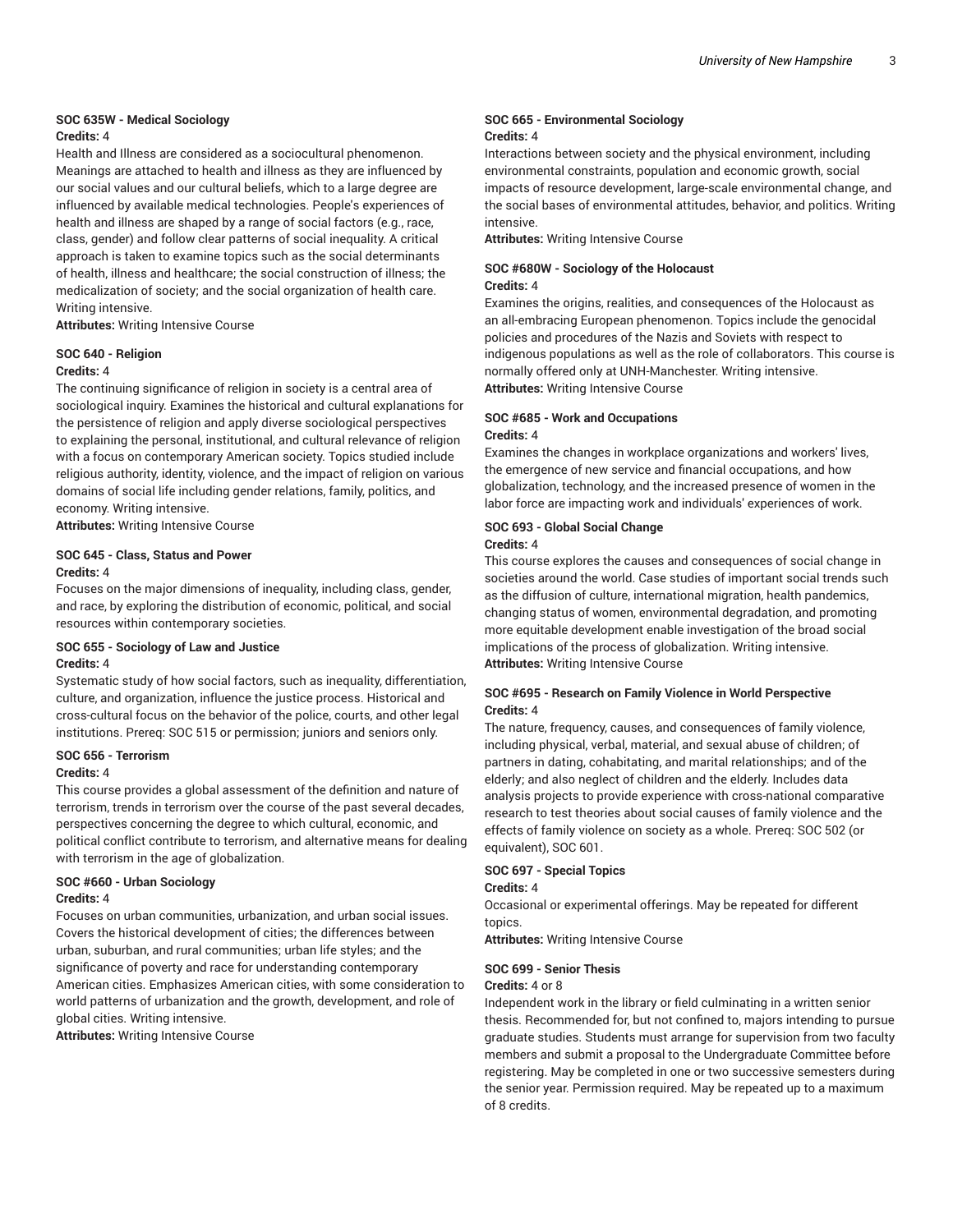#### SOC 635W - Medical Sociology

**Credits:** 4

Health and Illness are considered as a sociocultural phenomenon. Meanings are attached to health and illness as they are influenced by our social values and our cultural beliefs, which to a large degree are influenced by available medical technologies. People's experiences of health and illness are shaped by a range of social factors (e.g., race, class, gender) and follow clear patterns of social inequality. A critical approach is taken to examine topics such as the social determinants of health, illness and healthcare; the social construction of illness; the medicalization of society; and the social organization of health care. Writing intensive.

**Attributes:** Writing Intensive Course

#### SOC 640 - Religion

**Credits:** 4

The continuing significance of religion in society is a central area of sociological inquiry. Examines the historical and cultural explanations for the persistence of religion and apply diverse sociological perspectives to explaining the personal, institutional, and cultural relevance of religion with a focus on contemporary American society. Topics studied include religious authority, identity, violence, and the impact of religion on various domains of social life including gender relations, family, politics, and economy. Writing intensive.

**Attributes:** Writing Intensive Course

#### SOC 645 - Class, Status and Power

**Credits:** 4

Focuses on the major dimensions of inequality, including class, gender, and race, by exploring the distribution of economic, political, and social resources within contemporary societies.

#### SOC 655 - Sociology of Law and Justice

**Credits:** 4

Systematic study of how social factors, such as inequality, differentiation, culture, and organization, influence the justice process. Historical and cross-cultural focus on the behavior of the police, courts, and other legal institutions. Prereq: SOC 515 or permission; juniors and seniors only.

#### SOC 656 - Terrorism

**Credits:** 4

This course provides a global assessment of the definition and nature of terrorism, trends in terrorism over the course of the past several decades, perspectives concerning the degree to which cultural, economic, and political conflict contribute to terrorism, and alternative means for dealing with terrorism in the age of globalization.

#### SOC #660 - Urban Sociology

**Credits:** 4

Focuses on urban communities, urbanization, and urban social issues. Covers the historical development of cities; the differences between urban, suburban, and rural communities; urban life styles; and the significance of poverty and race for understanding contemporary American cities. Emphasizes American cities, with some consideration to world patterns of urbanization and the growth, development, and role of global cities. Writing intensive.

**Attributes:** Writing Intensive Course

#### SOC 665 - Environmental Sociology

**Credits:** 4

Interactions between society and the physical environment, including environmental constraints, population and economic growth, social impacts of resource development, large-scale environmental change, and the social bases of environmental attitudes, behavior, and politics. Writing intensive.

**Attributes:** Writing Intensive Course

#### SOC #680W - Sociology of the Holocaust

**Credits:** 4

Examines the origins, realities, and consequences of the Holocaust as an all-embracing European phenomenon. Topics include the genocidal policies and procedures of the Nazis and Soviets with respect to indigenous populations as well as the role of collaborators. This course is normally offered only at UNH-Manchester. Writing intensive.

**Attributes:** Writing Intensive Course

#### SOC #685 - Work and Occupations

**Credits:** 4

Examines the changes in workplace organizations and workers' lives, the emergence of new service and financial occupations, and how globalization, technology, and the increased presence of women in the labor force are impacting work and individuals' experiences of work.

#### SOC 693 - Global Social Change

**Credits:** 4

This course explores the causes and consequences of social change in societies around the world. Case studies of important social trends such as the diffusion of culture, international migration, health pandemics, changing status of women, environmental degradation, and promoting more equitable development enable investigation of the broad social implications of the process of globalization. Writing intensive.

**Attributes:** Writing Intensive Course

#### SOC #695 - Research on Family Violence in World Perspective

**Credits:** 4

The nature, frequency, causes, and consequences of family violence, including physical, verbal, material, and sexual abuse of children; of partners in dating, cohabitating, and marital relationships; and of the elderly; and also neglect of children and the elderly. Includes data analysis projects to provide experience with cross-national comparative research to test theories about social causes of family violence and the effects of family violence on society as a whole. Prereq: SOC 502 (or equivalent), SOC 601.

#### SOC 697 - Special Topics

**Credits:** 4

Occasional or experimental offerings. May be repeated for different topics.

**Attributes:** Writing Intensive Course

#### SOC 699 - Senior Thesis

**Credits:** 4 or 8

Independent work in the library or field culminating in a written senior thesis. Recommended for, but not confined to, majors intending to pursue graduate studies. Students must arrange for supervision from two faculty members and submit a proposal to the Undergraduate Committee before registering. May be completed in one or two successive semesters during the senior year. Permission required. May be repeated up to a maximum of 8 credits.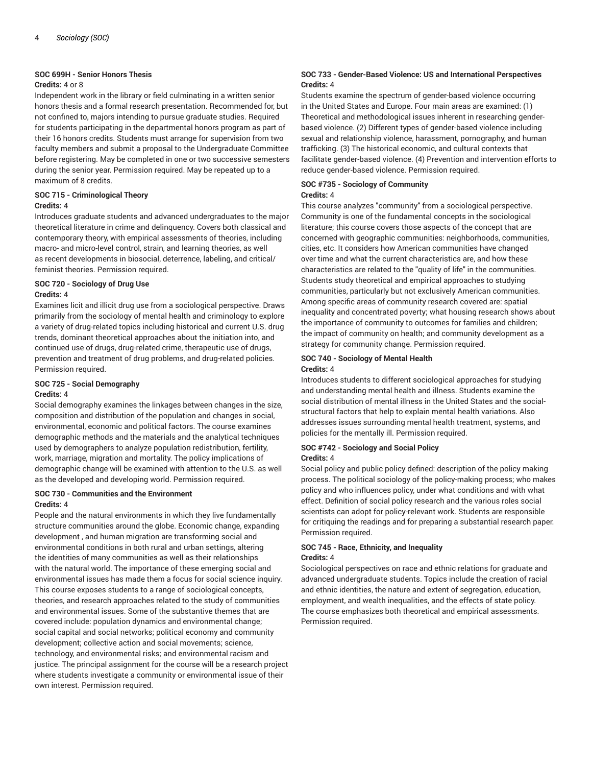#### SOC 699H - Senior Honors Thesis

**Credits:** 4 or 8

Independent work in the library or field culminating in a written senior honors thesis and a formal research presentation. Recommended for, but not confined to, majors intending to pursue graduate studies. Required for students participating in the departmental honors program as part of their 16 honors credits. Students must arrange for supervision from two faculty members and submit a proposal to the Undergraduate Committee before registering. May be completed in one or two successive semesters during the senior year. Permission required. May be repeated up to a maximum of 8 credits.

#### SOC 715 - Criminological Theory

**Credits:** 4

Introduces graduate students and advanced undergraduates to the major theoretical literature in crime and delinquency. Covers both classical and contemporary theory, with empirical assessments of theories, including macro- and micro-level control, strain, and learning theories, as well as recent developments in biosocial, deterrence, labeling, and critical/feminist theories. Permission required.

#### SOC 720 - Sociology of Drug Use

**Credits:** 4

Examines licit and illicit drug use from a sociological perspective. Draws primarily from the sociology of mental health and criminology to explore a variety of drug-related topics including historical and current U.S. drug trends, dominant theoretical approaches about the initiation into, and continued use of drugs, drug-related crime, therapeutic use of drugs, prevention and treatment of drug problems, and drug-related policies. Permission required.

#### SOC 725 - Social Demography

**Credits:** 4

Social demography examines the linkages between changes in the size, composition and distribution of the population and changes in social, environmental, economic and political factors. The course examines demographic methods and the materials and the analytical techniques used by demographers to analyze population redistribution, fertility, work, marriage, migration and mortality. The policy implications of demographic change will be examined with attention to the U.S. as well as the developed and developing world. Permission required.

#### SOC 730 - Communities and the Environment

**Credits:** 4

People and the natural environments in which they live fundamentally structure communities around the globe. Economic change, expanding development , and human migration are transforming social and environmental conditions in both rural and urban settings, altering the identities of many communities as well as their relationships with the natural world. The importance of these emerging social and environmental issues has made them a focus for social science inquiry. This course exposes students to a range of sociological concepts, theories, and research approaches related to the study of communities and environmental issues. Some of the substantive themes that are covered include: population dynamics and environmental change; social capital and social networks; political economy and community development; collective action and social movements; science, technology, and environmental risks; and environmental racism and justice. The principal assignment for the course will be a research project where students investigate a community or environmental issue of their own interest. Permission required.

#### SOC 733 - Gender-Based Violence: US and International Perspectives

**Credits:** 4

Students examine the spectrum of gender-based violence occurring in the United States and Europe. Four main areas are examined: (1) Theoretical and methodological issues inherent in researching gender-based violence. (2) Different types of gender-based violence including sexual and relationship violence, harassment, pornography, and human trafficking. (3) The historical economic, and cultural contexts that facilitate gender-based violence. (4) Prevention and intervention efforts to reduce gender-based violence. Permission required.

#### SOC #735 - Sociology of Community

**Credits:** 4

This course analyzes "community" from a sociological perspective. Community is one of the fundamental concepts in the sociological literature; this course covers those aspects of the concept that are concerned with geographic communities: neighborhoods, communities, cities, etc. It considers how American communities have changed over time and what the current characteristics are, and how these characteristics are related to the "quality of life" in the communities. Students study theoretical and empirical approaches to studying communities, particularly but not exclusively American communities. Among specific areas of community research covered are: spatial inequality and concentrated poverty; what housing research shows about the importance of community to outcomes for families and children; the impact of community on health; and community development as a strategy for community change. Permission required.

#### SOC 740 - Sociology of Mental Health

**Credits:** 4

Introduces students to different sociological approaches for studying and understanding mental health and illness. Students examine the social distribution of mental illness in the United States and the social-structural factors that help to explain mental health variations. Also addresses issues surrounding mental health treatment, systems, and policies for the mentally ill. Permission required.

#### SOC #742 - Sociology and Social Policy

**Credits:** 4

Social policy and public policy defined: description of the policy making process. The political sociology of the policy-making process; who makes policy and who influences policy, under what conditions and with what effect. Definition of social policy research and the various roles social scientists can adopt for policy-relevant work. Students are responsible for critiquing the readings and for preparing a substantial research paper. Permission required.

#### SOC 745 - Race, Ethnicity, and Inequality

**Credits:** 4

Sociological perspectives on race and ethnic relations for graduate and advanced undergraduate students. Topics include the creation of racial and ethnic identities, the nature and extent of segregation, education, employment, and wealth inequalities, and the effects of state policy. The course emphasizes both theoretical and empirical assessments. Permission required.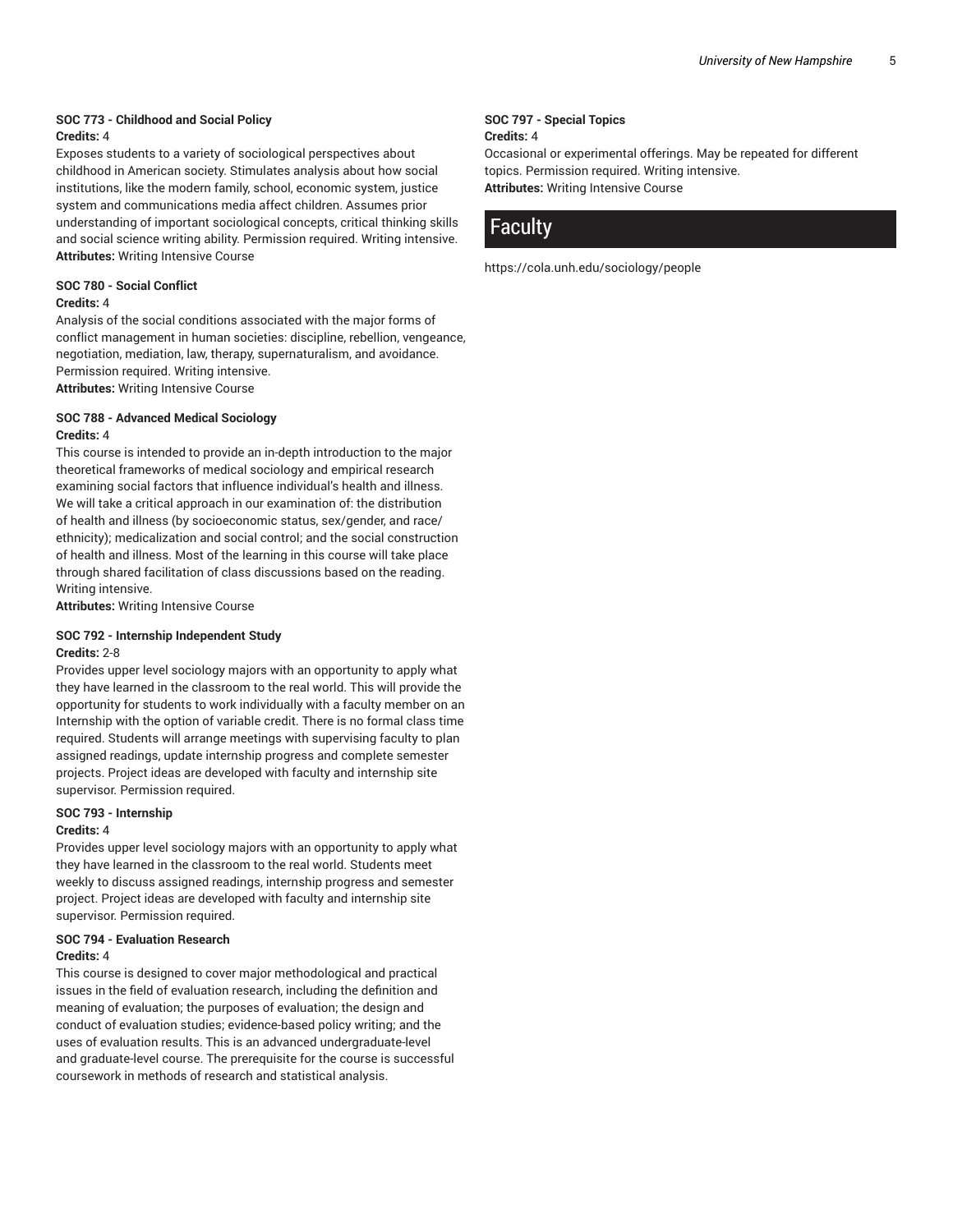#### SOC 773 - Childhood and Social Policy

**Credits:** 4

Exposes students to a variety of sociological perspectives about childhood in American society. Stimulates analysis about how social institutions, like the modern family, school, economic system, justice system and communications media affect children. Assumes prior understanding of important sociological concepts, critical thinking skills and social science writing ability. Permission required. Writing intensive.
**Attributes:** Writing Intensive Course

#### SOC 780 - Social Conflict

**Credits:** 4

Analysis of the social conditions associated with the major forms of conflict management in human societies: discipline, rebellion, vengeance, negotiation, mediation, law, therapy, supernaturalism, and avoidance. Permission required. Writing intensive.
**Attributes:** Writing Intensive Course

#### SOC 788 - Advanced Medical Sociology

**Credits:** 4

This course is intended to provide an in-depth introduction to the major theoretical frameworks of medical sociology and empirical research examining social factors that influence individual's health and illness. We will take a critical approach in our examination of: the distribution of health and illness (by socioeconomic status, sex/gender, and race/ethnicity); medicalization and social control; and the social construction of health and illness. Most of the learning in this course will take place through shared facilitation of class discussions based on the reading. Writing intensive.
**Attributes:** Writing Intensive Course

#### SOC 792 - Internship Independent Study

**Credits:** 2-8

Provides upper level sociology majors with an opportunity to apply what they have learned in the classroom to the real world. This will provide the opportunity for students to work individually with a faculty member on an Internship with the option of variable credit. There is no formal class time required. Students will arrange meetings with supervising faculty to plan assigned readings, update internship progress and complete semester projects. Project ideas are developed with faculty and internship site supervisor. Permission required.

#### SOC 793 - Internship

**Credits:** 4

Provides upper level sociology majors with an opportunity to apply what they have learned in the classroom to the real world. Students meet weekly to discuss assigned readings, internship progress and semester project. Project ideas are developed with faculty and internship site supervisor. Permission required.

#### SOC 794 - Evaluation Research

**Credits:** 4

This course is designed to cover major methodological and practical issues in the field of evaluation research, including the definition and meaning of evaluation; the purposes of evaluation; the design and conduct of evaluation studies; evidence-based policy writing; and the uses of evaluation results. This is an advanced undergraduate-level and graduate-level course. The prerequisite for the course is successful coursework in methods of research and statistical analysis.

#### SOC 797 - Special Topics

**Credits:** 4

Occasional or experimental offerings. May be repeated for different topics. Permission required. Writing intensive.
**Attributes:** Writing Intensive Course

## Faculty

https://cola.unh.edu/sociology/people